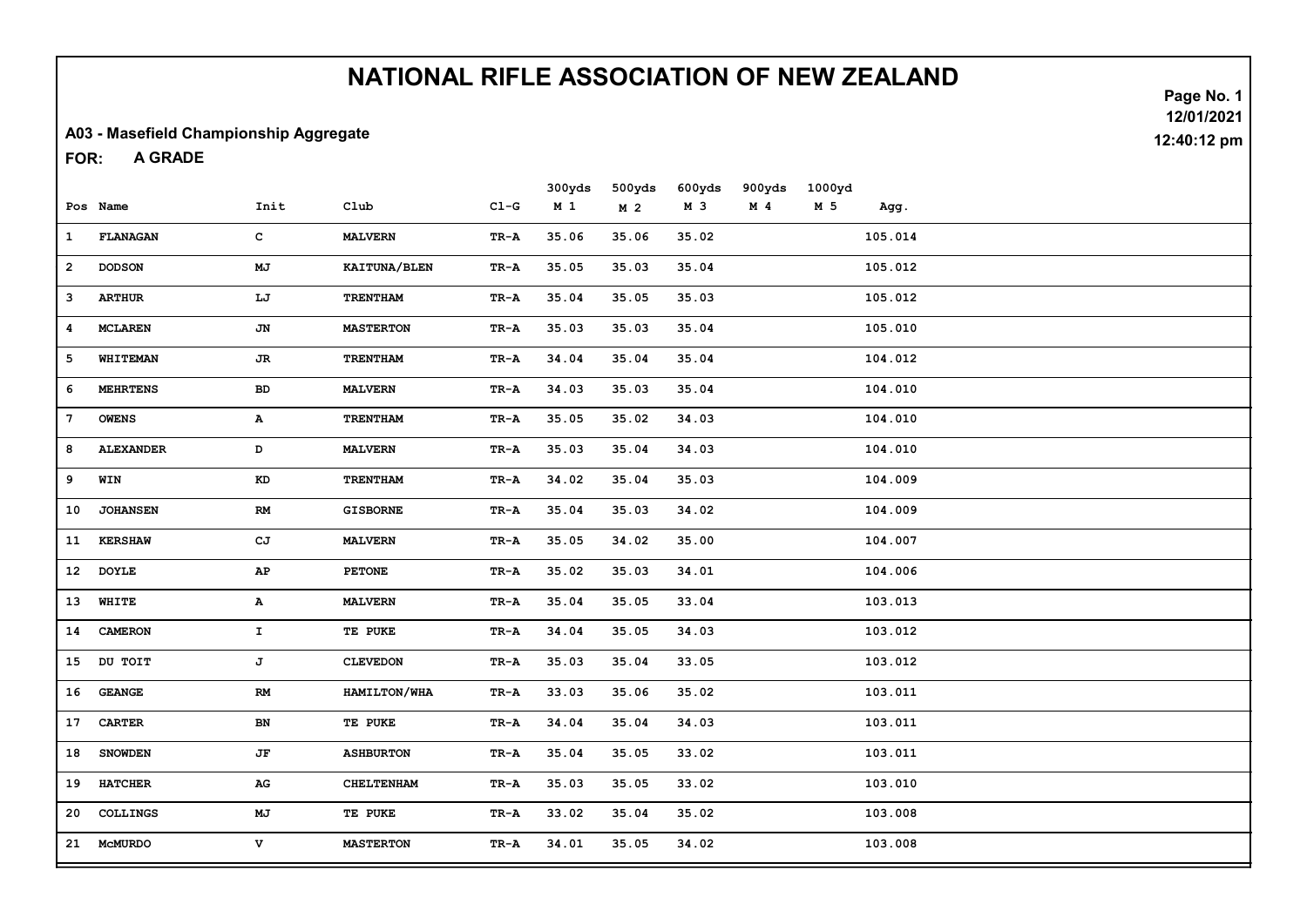# NATIONAL RIFLE ASSOCIATION OF NEW ZEALAND

12/01/2021
12:40:12 pm

**A03 - Masefield Championship Aggregate**

**FOR: A GRADE**

| Pos | Name | Init | Club | Cl-G | 300yds M 1 | 500yds M 2 | 600yds M 3 | 900yds M 4 | 1000yd M 5 | Agg. |
|---|---|---|---|---|---|---|---|---|---|---|
| 1 | FLANAGAN | C | MALVERN | TR-A | 35.06 | 35.06 | 35.02 | | | 105.014 |
| 2 | DODSON | MJ | KAITUNA/BLEN | TR-A | 35.05 | 35.03 | 35.04 | | | 105.012 |
| 3 | ARTHUR | LJ | TRENTHAM | TR-A | 35.04 | 35.05 | 35.03 | | | 105.012 |
| 4 | MCLAREN | JN | MASTERTON | TR-A | 35.03 | 35.03 | 35.04 | | | 105.010 |
| 5 | WHITEMAN | JR | TRENTHAM | TR-A | 34.04 | 35.04 | 35.04 | | | 104.012 |
| 6 | MEHRTENS | BD | MALVERN | TR-A | 34.03 | 35.03 | 35.04 | | | 104.010 |
| 7 | OWENS | A | TRENTHAM | TR-A | 35.05 | 35.02 | 34.03 | | | 104.010 |
| 8 | ALEXANDER | D | MALVERN | TR-A | 35.03 | 35.04 | 34.03 | | | 104.010 |
| 9 | WIN | KD | TRENTHAM | TR-A | 34.02 | 35.04 | 35.03 | | | 104.009 |
| 10 | JOHANSEN | RM | GISBORNE | TR-A | 35.04 | 35.03 | 34.02 | | | 104.009 |
| 11 | KERSHAW | CJ | MALVERN | TR-A | 35.05 | 34.02 | 35.00 | | | 104.007 |
| 12 | DOYLE | AP | PETONE | TR-A | 35.02 | 35.03 | 34.01 | | | 104.006 |
| 13 | WHITE | A | MALVERN | TR-A | 35.04 | 35.05 | 33.04 | | | 103.013 |
| 14 | CAMERON | I | TE PUKE | TR-A | 34.04 | 35.05 | 34.03 | | | 103.012 |
| 15 | DU TOIT | J | CLEVEDON | TR-A | 35.03 | 35.04 | 33.05 | | | 103.012 |
| 16 | GEANGE | RM | HAMILTON/WHA | TR-A | 33.03 | 35.06 | 35.02 | | | 103.011 |
| 17 | CARTER | BN | TE PUKE | TR-A | 34.04 | 35.04 | 34.03 | | | 103.011 |
| 18 | SNOWDEN | JF | ASHBURTON | TR-A | 35.04 | 35.05 | 33.02 | | | 103.011 |
| 19 | HATCHER | AG | CHELTENHAM | TR-A | 35.03 | 35.05 | 33.02 | | | 103.010 |
| 20 | COLLINGS | MJ | TE PUKE | TR-A | 33.02 | 35.04 | 35.02 | | | 103.008 |
| 21 | McMURDO | V | MASTERTON | TR-A | 34.01 | 35.05 | 34.02 | | | 103.008 |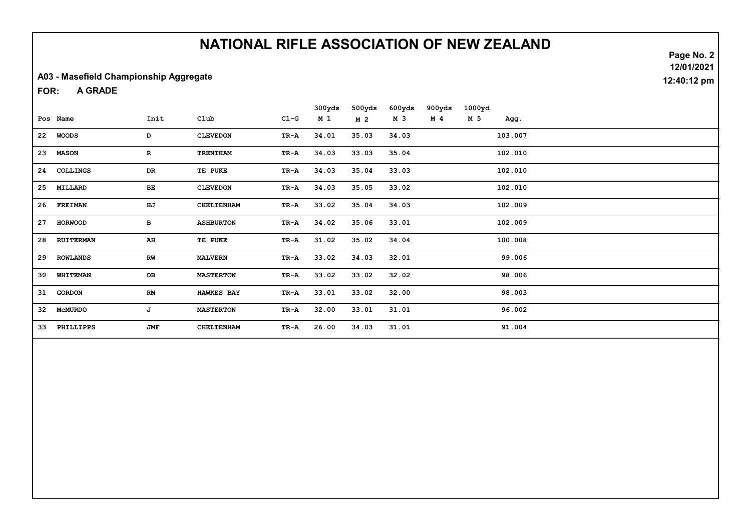# NATIONAL RIFLE ASSOCIATION OF NEW ZEALAND

12/01/2021

12:40:12 pm

A03 - Masefield Championship Aggregate

FOR: A GRADE

| Pos | Name | Init | Club | Cl-G | 300yds M 1 | 500yds M 2 | 600yds M 3 | 900yds M 4 | 1000yd M 5 | Agg. |
|---|---|---|---|---|---|---|---|---|---|---|
| 22 | WOODS | D | CLEVEDON | TR-A | 34.01 | 35.03 | 34.03 | | | 103.007 |
| 23 | MASON | R | TRENTHAM | TR-A | 34.03 | 33.03 | 35.04 | | | 102.010 |
| 24 | COLLINGS | DR | TE PUKE | TR-A | 34.03 | 35.04 | 33.03 | | | 102.010 |
| 25 | MILLARD | BE | CLEVEDON | TR-A | 34.03 | 35.05 | 33.02 | | | 102.010 |
| 26 | FREIMAN | HJ | CHELTENHAM | TR-A | 33.02 | 35.04 | 34.03 | | | 102.009 |
| 27 | HORWOOD | B | ASHBURTON | TR-A | 34.02 | 35.06 | 33.01 | | | 102.009 |
| 28 | RUITERMAN | AH | TE PUKE | TR-A | 31.02 | 35.02 | 34.04 | | | 100.008 |
| 29 | ROWLANDS | RW | MALVERN | TR-A | 33.02 | 34.03 | 32.01 | | | 99.006 |
| 30 | WHITEMAN | OB | MASTERTON | TR-A | 33.02 | 33.02 | 32.02 | | | 98.006 |
| 31 | GORDON | RM | HAWKES BAY | TR-A | 33.01 | 33.02 | 32.00 | | | 98.003 |
| 32 | McMURDO | J | MASTERTON | TR-A | 32.00 | 33.01 | 31.01 | | | 96.002 |
| 33 | PHILLIPPS | JMF | CHELTENHAM | TR-A | 26.00 | 34.03 | 31.01 | | | 91.004 |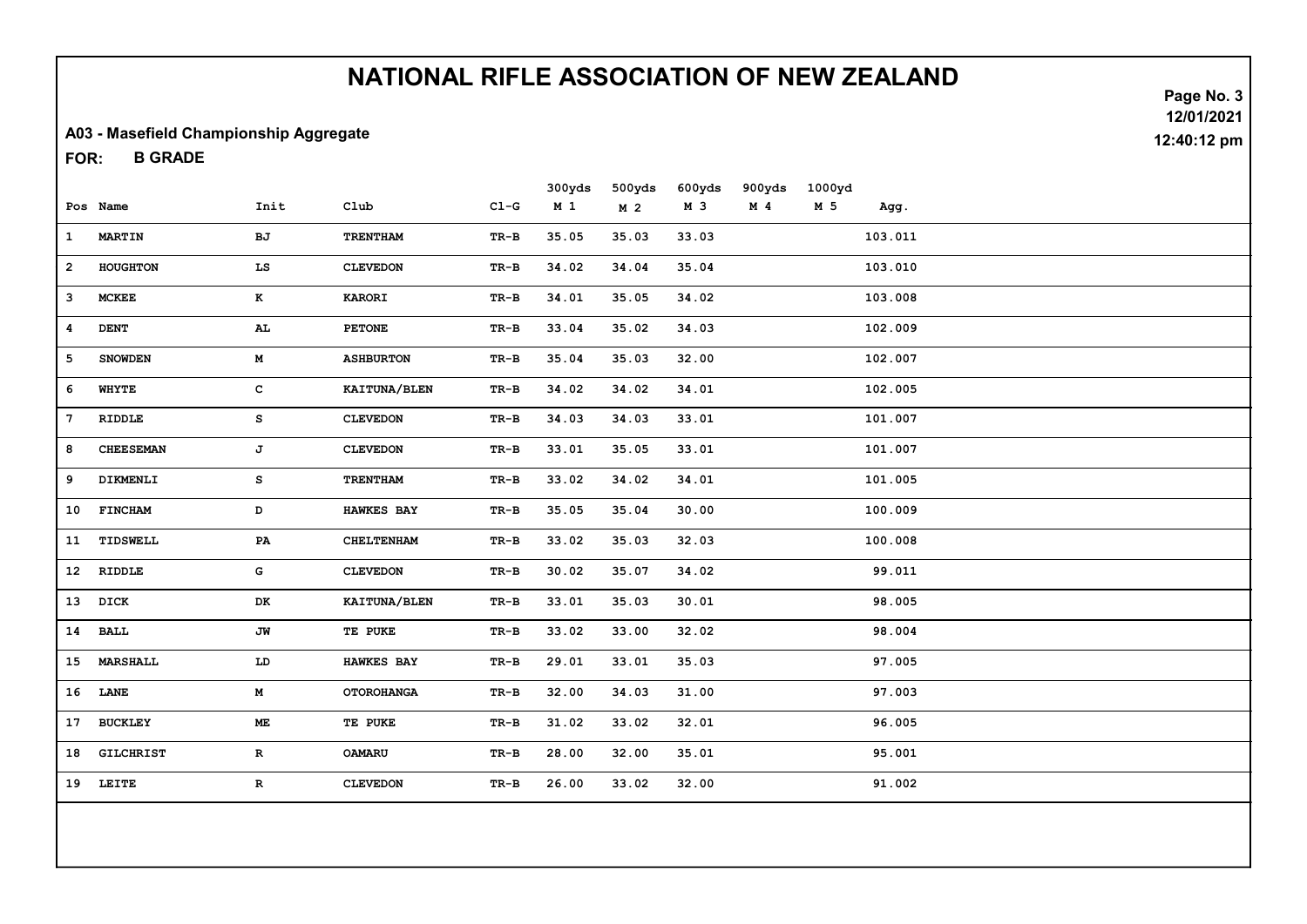# NATIONAL RIFLE ASSOCIATION OF NEW ZEALAND

**A03 - Masefield Championship Aggregate**

**FOR: B GRADE**

12/01/2021
12:40:12 pm

| Pos | Name | Init | Club | Cl-G | 300yds M 1 | 500yds M 2 | 600yds M 3 | 900yds M 4 | 1000yd M 5 | Agg. |
|---|---|---|---|---|---|---|---|---|---|---|
| 1 | MARTIN | BJ | TRENTHAM | TR-B | 35.05 | 35.03 | 33.03 | | | 103.011 |
| 2 | HOUGHTON | LS | CLEVEDON | TR-B | 34.02 | 34.04 | 35.04 | | | 103.010 |
| 3 | MCKEE | K | KARORI | TR-B | 34.01 | 35.05 | 34.02 | | | 103.008 |
| 4 | DENT | AL | PETONE | TR-B | 33.04 | 35.02 | 34.03 | | | 102.009 |
| 5 | SNOWDEN | M | ASHBURTON | TR-B | 35.04 | 35.03 | 32.00 | | | 102.007 |
| 6 | WHYTE | C | KAITUNA/BLEN | TR-B | 34.02 | 34.02 | 34.01 | | | 102.005 |
| 7 | RIDDLE | S | CLEVEDON | TR-B | 34.03 | 34.03 | 33.01 | | | 101.007 |
| 8 | CHEESEMAN | J | CLEVEDON | TR-B | 33.01 | 35.05 | 33.01 | | | 101.007 |
| 9 | DIKMENLI | S | TRENTHAM | TR-B | 33.02 | 34.02 | 34.01 | | | 101.005 |
| 10 | FINCHAM | D | HAWKES BAY | TR-B | 35.05 | 35.04 | 30.00 | | | 100.009 |
| 11 | TIDSWELL | PA | CHELTENHAM | TR-B | 33.02 | 35.03 | 32.03 | | | 100.008 |
| 12 | RIDDLE | G | CLEVEDON | TR-B | 30.02 | 35.07 | 34.02 | | | 99.011 |
| 13 | DICK | DK | KAITUNA/BLEN | TR-B | 33.01 | 35.03 | 30.01 | | | 98.005 |
| 14 | BALL | JW | TE PUKE | TR-B | 33.02 | 33.00 | 32.02 | | | 98.004 |
| 15 | MARSHALL | LD | HAWKES BAY | TR-B | 29.01 | 33.01 | 35.03 | | | 97.005 |
| 16 | LANE | M | OTOROHANGA | TR-B | 32.00 | 34.03 | 31.00 | | | 97.003 |
| 17 | BUCKLEY | ME | TE PUKE | TR-B | 31.02 | 33.02 | 32.01 | | | 96.005 |
| 18 | GILCHRIST | R | OAMARU | TR-B | 28.00 | 32.00 | 35.01 | | | 95.001 |
| 19 | LEITE | R | CLEVEDON | TR-B | 26.00 | 33.02 | 32.00 | | | 91.002 |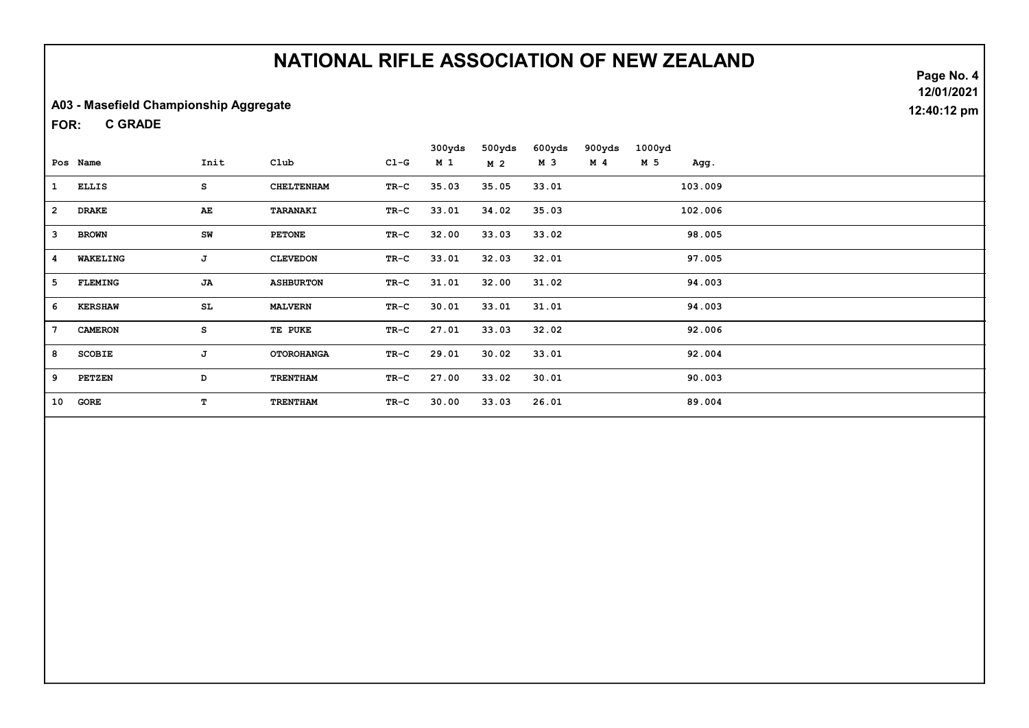# NATIONAL RIFLE ASSOCIATION OF NEW ZEALAND

12/01/2021

12:40:12 pm

**A03 - Masefield Championship Aggregate**

**FOR: C GRADE**

| Pos | Name | Init | Club | Cl-G | 300yds M 1 | 500yds M 2 | 600yds M 3 | 900yds M 4 | 1000yd M 5 | Agg. |
|---|---|---|---|---|---|---|---|---|---|---|
| 1 | ELLIS | S | CHELTENHAM | TR-C | 35.03 | 35.05 | 33.01 | | | 103.009 |
| 2 | DRAKE | AE | TARANAKI | TR-C | 33.01 | 34.02 | 35.03 | | | 102.006 |
| 3 | BROWN | SW | PETONE | TR-C | 32.00 | 33.03 | 33.02 | | | 98.005 |
| 4 | WAKELING | J | CLEVEDON | TR-C | 33.01 | 32.03 | 32.01 | | | 97.005 |
| 5 | FLEMING | JA | ASHBURTON | TR-C | 31.01 | 32.00 | 31.02 | | | 94.003 |
| 6 | KERSHAW | SL | MALVERN | TR-C | 30.01 | 33.01 | 31.01 | | | 94.003 |
| 7 | CAMERON | S | TE PUKE | TR-C | 27.01 | 33.03 | 32.02 | | | 92.006 |
| 8 | SCOBIE | J | OTOROHANGA | TR-C | 29.01 | 30.02 | 33.01 | | | 92.004 |
| 9 | PETZEN | D | TRENTHAM | TR-C | 27.00 | 33.02 | 30.01 | | | 90.003 |
| 10 | GORE | T | TRENTHAM | TR-C | 30.00 | 33.03 | 26.01 | | | 89.004 |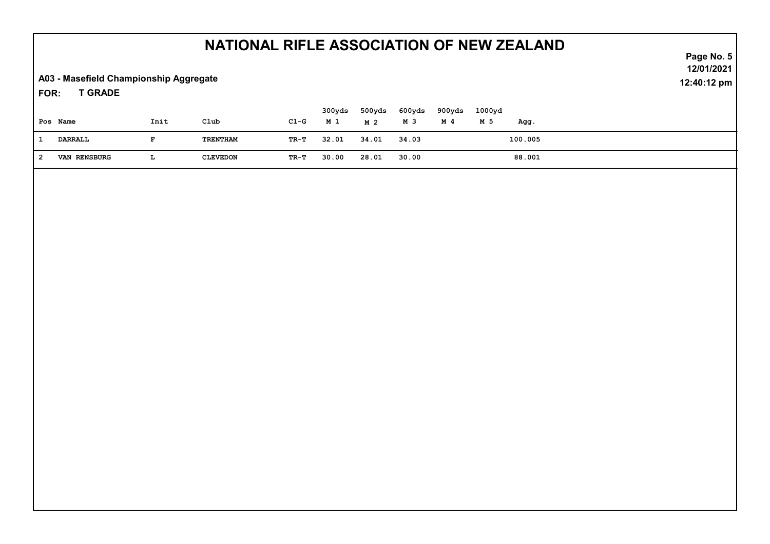# NATIONAL RIFLE ASSOCIATION OF NEW ZEALAND

12/01/2021
12:40:12 pm

**A03 - Masefield Championship Aggregate**

**FOR: T GRADE**

| Pos | Name | Init | Club | Cl-G | 300yds M 1 | 500yds M 2 | 600yds M 3 | 900yds M 4 | 1000yd M 5 | Agg. |
|---|---|---|---|---|---|---|---|---|---|---|
| 1 | DARRALL | F | TRENTHAM | TR-T | 32.01 | 34.01 | 34.03 | | | 100.005 |
| 2 | VAN RENSBURG | L | CLEVEDON | TR-T | 30.00 | 28.01 | 30.00 | | | 88.001 |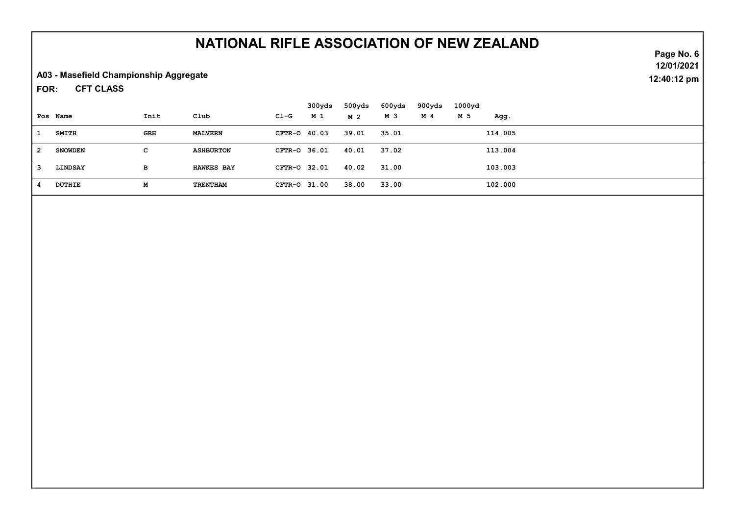# NATIONAL RIFLE ASSOCIATION OF NEW ZEALAND

12/01/2021
12:40:12 pm

**A03 - Masefield Championship Aggregate**

**FOR: CFT CLASS**

| Pos | Name | Init | Club | Cl-G | 300yds M 1 | 500yds M 2 | 600yds M 3 | 900yds M 4 | 1000yd M 5 | Agg. |
|---|---|---|---|---|---|---|---|---|---|---|
| 1 | SMITH | GRH | MALVERN | CFTR-O | 40.03 | 39.01 | 35.01 | | | 114.005 |
| 2 | SNOWDEN | C | ASHBURTON | CFTR-O | 36.01 | 40.01 | 37.02 | | | 113.004 |
| 3 | LINDSAY | B | HAWKES BAY | CFTR-O | 32.01 | 40.02 | 31.00 | | | 103.003 |
| 4 | DUTHIE | M | TRENTHAM | CFTR-O | 31.00 | 38.00 | 33.00 | | | 102.000 |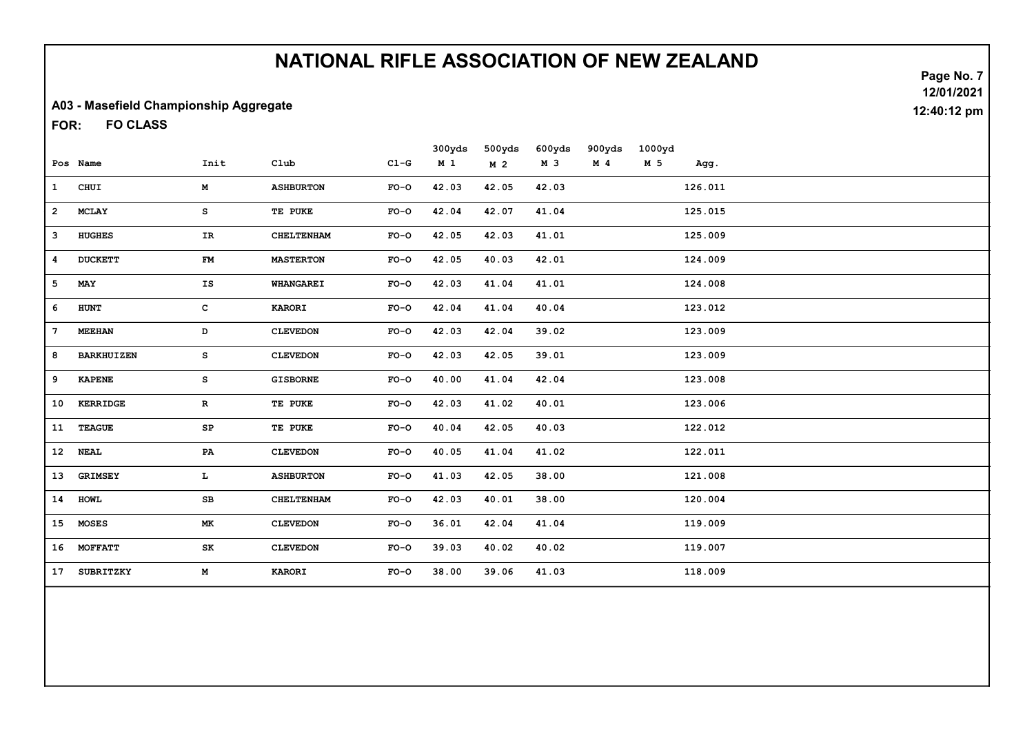# NATIONAL RIFLE ASSOCIATION OF NEW ZEALAND

**A03 - Masefield Championship Aggregate**

**FOR: FO CLASS**

12/01/2021
12:40:12 pm

| Pos | Name | Init | Club | Cl-G | 300yds M 1 | 500yds M 2 | 600yds M 3 | 900yds M 4 | 1000yd M 5 | Agg. |
|---|---|---|---|---|---|---|---|---|---|---|
| 1 | CHUI | M | ASHBURTON | FO-O | 42.03 | 42.05 | 42.03 | | | 126.011 |
| 2 | MCLAY | S | TE PUKE | FO-O | 42.04 | 42.07 | 41.04 | | | 125.015 |
| 3 | HUGHES | IR | CHELTENHAM | FO-O | 42.05 | 42.03 | 41.01 | | | 125.009 |
| 4 | DUCKETT | FM | MASTERTON | FO-O | 42.05 | 40.03 | 42.01 | | | 124.009 |
| 5 | MAY | IS | WHANGAREI | FO-O | 42.03 | 41.04 | 41.01 | | | 124.008 |
| 6 | HUNT | C | KARORI | FO-O | 42.04 | 41.04 | 40.04 | | | 123.012 |
| 7 | MEEHAN | D | CLEVEDON | FO-O | 42.03 | 42.04 | 39.02 | | | 123.009 |
| 8 | BARKHUIZEN | S | CLEVEDON | FO-O | 42.03 | 42.05 | 39.01 | | | 123.009 |
| 9 | KAPENE | S | GISBORNE | FO-O | 40.00 | 41.04 | 42.04 | | | 123.008 |
| 10 | KERRIDGE | R | TE PUKE | FO-O | 42.03 | 41.02 | 40.01 | | | 123.006 |
| 11 | TEAGUE | SP | TE PUKE | FO-O | 40.04 | 42.05 | 40.03 | | | 122.012 |
| 12 | NEAL | PA | CLEVEDON | FO-O | 40.05 | 41.04 | 41.02 | | | 122.011 |
| 13 | GRIMSEY | L | ASHBURTON | FO-O | 41.03 | 42.05 | 38.00 | | | 121.008 |
| 14 | HOWL | SB | CHELTENHAM | FO-O | 42.03 | 40.01 | 38.00 | | | 120.004 |
| 15 | MOSES | MK | CLEVEDON | FO-O | 36.01 | 42.04 | 41.04 | | | 119.009 |
| 16 | MOFFATT | SK | CLEVEDON | FO-O | 39.03 | 40.02 | 40.02 | | | 119.007 |
| 17 | SUBRITZKY | M | KARORI | FO-O | 38.00 | 39.06 | 41.03 | | | 118.009 |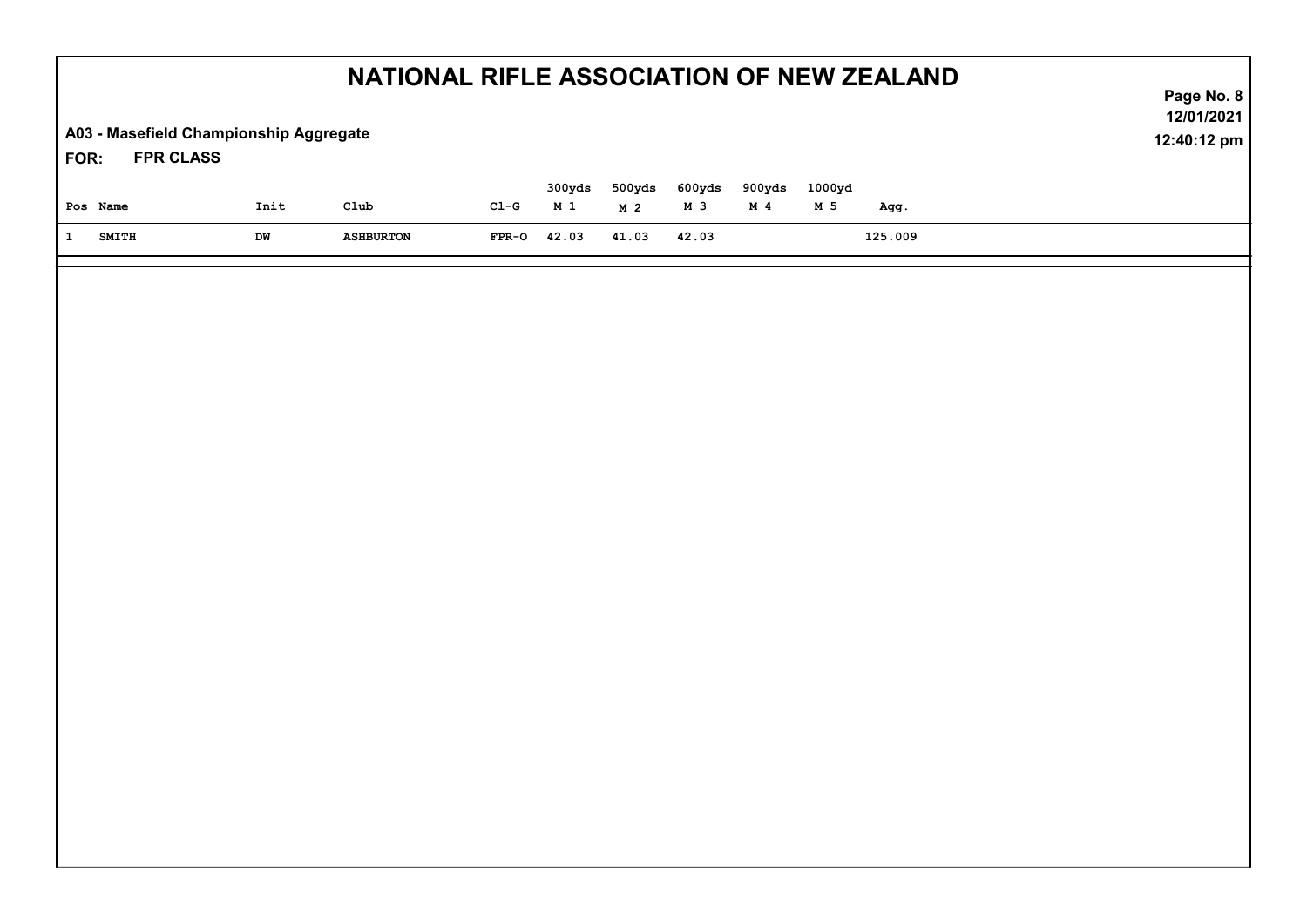# NATIONAL RIFLE ASSOCIATION OF NEW ZEALAND

**A03 - Masefield Championship Aggregate**

**FOR: FPR CLASS**

| Pos | Name | Init | Club | Cl-G | 300yds M 1 | 500yds M 2 | 600yds M 3 | 900yds M 4 | 1000yd M 5 | Agg. |
|---|---|---|---|---|---|---|---|---|---|---|
| 1 | SMITH | DW | ASHBURTON | FPR-O | 42.03 | 41.03 | 42.03 | | | 125.009 |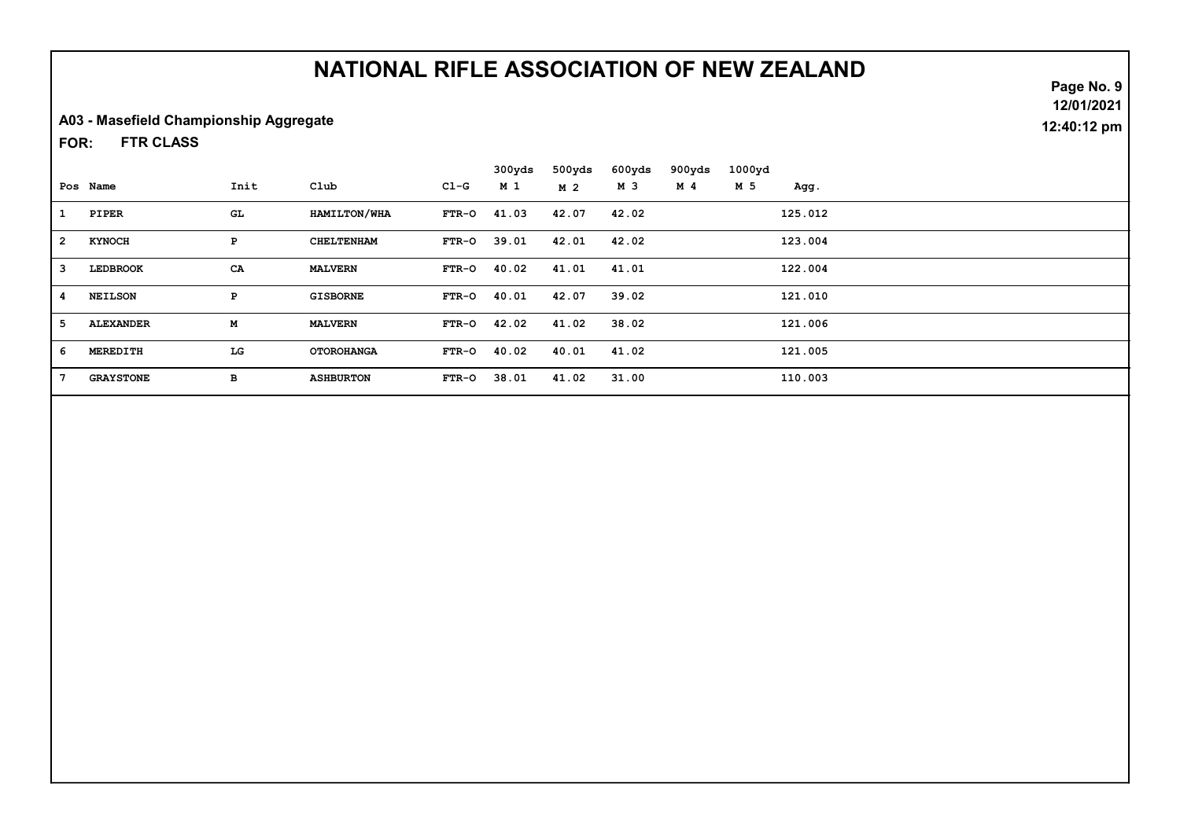# NATIONAL RIFLE ASSOCIATION OF NEW ZEALAND

12/01/2021
12:40:12 pm

**A03 - Masefield Championship Aggregate**

**FOR: FTR CLASS**

| Pos | Name | Init | Club | Cl-G | 300yds M 1 | 500yds M 2 | 600yds M 3 | 900yds M 4 | 1000yd M 5 | Agg. |
|---|---|---|---|---|---|---|---|---|---|---|
| 1 | PIPER | GL | HAMILTON/WHA | FTR-O | 41.03 | 42.07 | 42.02 | | | 125.012 |
| 2 | KYNOCH | P | CHELTENHAM | FTR-O | 39.01 | 42.01 | 42.02 | | | 123.004 |
| 3 | LEDBROOK | CA | MALVERN | FTR-O | 40.02 | 41.01 | 41.01 | | | 122.004 |
| 4 | NEILSON | P | GISBORNE | FTR-O | 40.01 | 42.07 | 39.02 | | | 121.010 |
| 5 | ALEXANDER | M | MALVERN | FTR-O | 42.02 | 41.02 | 38.02 | | | 121.006 |
| 6 | MEREDITH | LG | OTOROHANGA | FTR-O | 40.02 | 40.01 | 41.02 | | | 121.005 |
| 7 | GRAYSTONE | B | ASHBURTON | FTR-O | 38.01 | 41.02 | 31.00 | | | 110.003 |